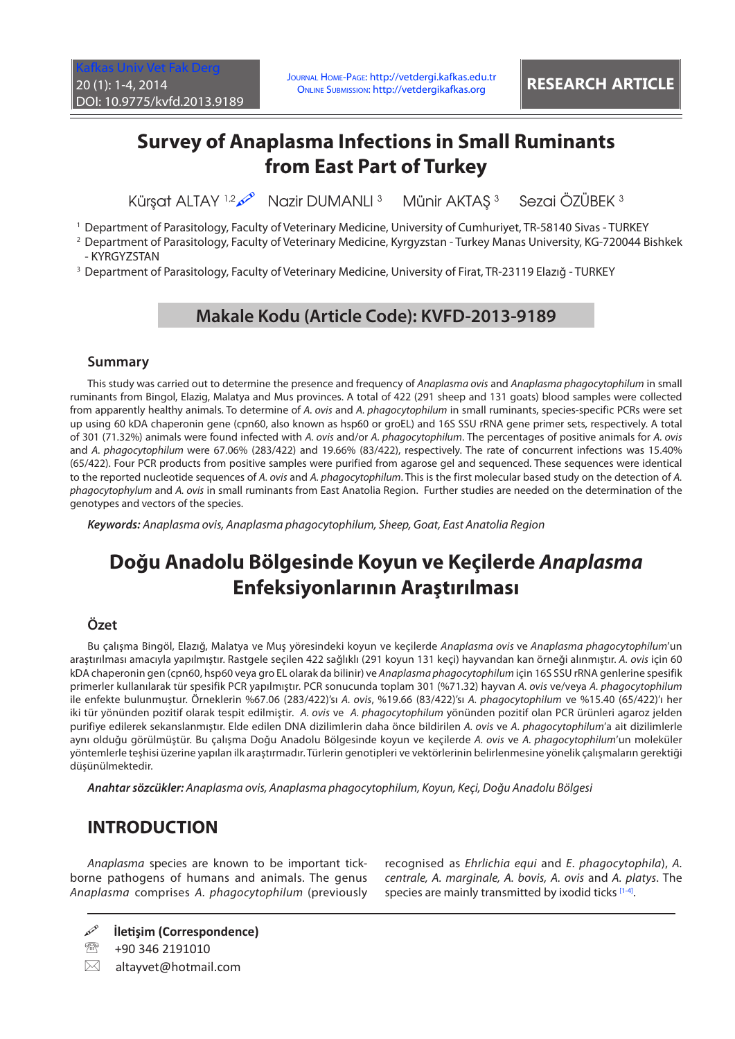# Survey of Anaplasma Infections in Small Ruminants from East Part of Turkey

Kürşat ALTAY [1,2] Nazir DUMANLI [3] Münir AKTAŞ [3] Sezai ÖZÜBEK [3]

[1] Department of Parasitology, Faculty of Veterinary Medicine, University of Cumhuriyet, TR-58140 Sivas - TURKEY
[2] Department of Parasitology, Faculty of Veterinary Medicine, Kyrgyzstan - Turkey Manas University, KG-720044 Bishkek - KYRGYZSTAN
[3] Department of Parasitology, Faculty of Veterinary Medicine, University of Firat, TR-23119 Elazığ - TURKEY

**Makale Kodu (Article Code): KVFD-2013-9189**

## Summary

This study was carried out to determine the presence and frequency of *Anaplasma ovis* and *Anaplasma phagocytophilum* in small ruminants from Bingol, Elazig, Malatya and Mus provinces. A total of 422 (291 sheep and 131 goats) blood samples were collected from apparently healthy animals. To determine of *A. ovis* and *A. phagocytophilum* in small ruminants, species-specific PCRs were set up using 60 kDA chaperonin gene (cpn60, also known as hsp60 or groEL) and 16S SSU rRNA gene primer sets, respectively. A total of 301 (71.32%) animals were found infected with *A. ovis* and/or *A. phagocytophilum*. The percentages of positive animals for *A. ovis* and *A. phagocytophilum* were 67.06% (283/422) and 19.66% (83/422), respectively. The rate of concurrent infections was 15.40% (65/422). Four PCR products from positive samples were purified from agarose gel and sequenced. These sequences were identical to the reported nucleotide sequences of *A. ovis* and *A. phagocytophilum*. This is the first molecular based study on the detection of *A. phagocytophylum* and *A. ovis* in small ruminants from East Anatolia Region. Further studies are needed on the determination of the genotypes and vectors of the species.

***Keywords:*** *Anaplasma ovis, Anaplasma phagocytophilum, Sheep, Goat, East Anatolia Region*

# Doğu Anadolu Bölgesinde Koyun ve Keçilerde *Anaplasma* Enfeksiyonlarının Araştırılması

## Özet

Bu çalışma Bingöl, Elazığ, Malatya ve Muş yöresindeki koyun ve keçilerde *Anaplasma ovis* ve *Anaplasma phagocytophilum*'un araştırılması amacıyla yapılmıştır. Rastgele seçilen 422 sağlıklı (291 koyun 131 keçi) hayvandan kan örneği alınmıştır. *A. ovis* için 60 kDA chaperonin gen (cpn60, hsp60 veya gro EL olarak da bilinir) ve *Anaplasma phagocytophilum* için 16S SSU rRNA genlerine spesifik primerler kullanılarak tür spesifik PCR yapılmıştır. PCR sonucunda toplam 301 (%71.32) hayvan *A. ovis* ve/veya *A. phagocytophilum* ile enfekte bulunmuştur. Örneklerin %67.06 (283/422)'sı *A. ovis*, %19.66 (83/422)'sı *A. phagocytophilum* ve %15.40 (65/422)'ı her iki tür yönünden pozitif olarak tespit edilmiştir. *A. ovis* ve *A. phagocytophilum* yönünden pozitif olan PCR ürünleri agaroz jelden purifiye edilerek sekanslanmıştır. Elde edilen DNA dizilimlerin daha önce bildirilen *A. ovis* ve *A. phagocytophilum*'a ait dizilimlerle aynı olduğu görülmüştür. Bu çalışma Doğu Anadolu Bölgesinde koyun ve keçilerde *A. ovis* ve *A. phagocytophilum*'un moleküler yöntemlerle teşhisi üzerine yapılan ilk araştırmadır. Türlerin genotipleri ve vektörlerinin belirlenmesine yönelik çalışmaların gerektiği düşünülmektedir.

***Anahtar sözcükler:*** *Anaplasma ovis, Anaplasma phagocytophilum, Koyun, Keçi, Doğu Anadolu Bölgesi*

## INTRODUCTION

*Anaplasma* species are known to be important tick-borne pathogens of humans and animals. The genus *Anaplasma* comprises *A. phagocytophilum* (previously recognised as *Ehrlichia equi* and *E. phagocytophila*), *A. centrale, A. marginale, A. bovis, A. ovis* and *A. platys*. The species are mainly transmitted by ixodid ticks [1-4].

**İletişim (Correspondence)**

+90 346 2191010

altayvet@hotmail.com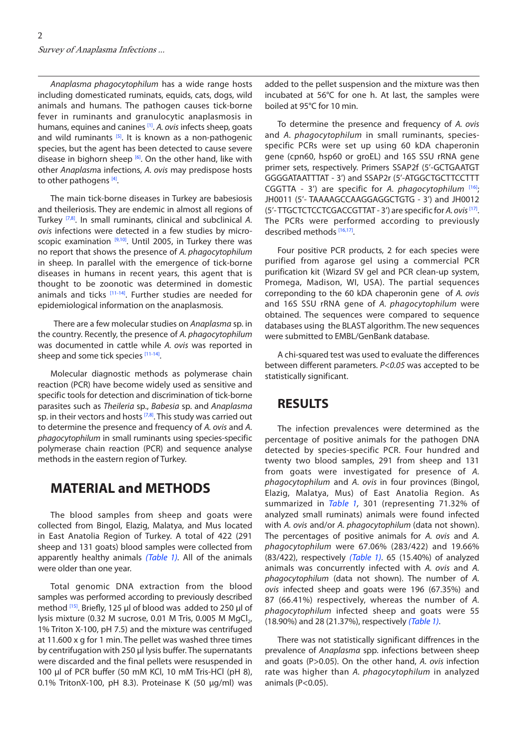*Anaplasma phagocytophilum* has a wide range hosts including domesticated ruminats, equids, cats, dogs, wild animals and humans. The pathogen causes tick-borne fever in ruminants and granulocytic anaplasmosis in humans, equines and canines [1]. *A. ovis* infects sheep, goats and wild ruminants [5]. It is known as a non-pathogenic species, but the agent has been detected to cause severe disease in bighorn sheep [6]. On the other hand, like with other *Anaplasma* infections, *A. ovis* may predispose hosts to other pathogens [4].

The main tick-borne diseases in Turkey are babesiosis and theileriosis. They are endemic in almost all regions of Turkey [7,8]. In small ruminants, clinical and subclinical *A. ovis* infections were detected in a few studies by microscopic examination [9,10]. Until 2005, in Turkey there was no report that shows the presence of *A. phagocytophilum* in sheep. In parallel with the emergence of tick-borne diseases in humans in recent years, this agent that is thought to be zoonotic was determined in domestic animals and ticks [11-14]. Further studies are needed for epidemiological information on the anaplasmosis.

There are a few molecular studies on *Anaplasma* sp. in the country. Recently, the presence of *A. phagocytophilum* was documented in cattle while *A. ovis* was reported in sheep and some tick species [11-14].

Molecular diagnostic methods as polymerase chain reaction (PCR) have become widely used as sensitive and specific tools for detection and discrimination of tick-borne parasites such as *Theileria* sp., *Babesia* sp. and *Anaplasma* sp. in their vectors and hosts [7,8]. This study was carried out to determine the presence and frequency of *A. ovis* and *A. phagocytophilum* in small ruminants using species-specific polymerase chain reaction (PCR) and sequence analyse methods in the eastern region of Turkey.

## MATERIAL and METHODS

The blood samples from sheep and goats were collected from Bingol, Elazig, Malatya, and Mus located in East Anatolia Region of Turkey. A total of 422 (291 sheep and 131 goats) blood samples were collected from apparently healthy animals *(Table 1)*. All of the animals were older than one year.

Total genomic DNA extraction from the blood samples was performed according to previously described method [15]. Briefly, 125 µl of blood was added to 250 µl of lysis mixture (0.32 M sucrose, 0.01 M Tris, 0.005 M $MgCl_2$, 1% Triton X-100, pH 7.5) and the mixture was centrifuged at 11.600 x g for 1 min. The pellet was washed three times by centrifugation with 250 µl lysis buffer. The supernatants were discarded and the final pellets were resuspended in 100 µl of PCR buffer (50 mM KCl, 10 mM Tris-HCl (pH 8), 0.1% TritonX-100, pH 8.3). Proteinase K (50 µg/ml) was added to the pellet suspension and the mixture was then incubated at 56°C for one h. At last, the samples were boiled at 95°C for 10 min.

To determine the presence and frequency of *A. ovis* and *A. phagocytophilum* in small ruminants, species-specific PCRs were set up using 60 kDA chaperonin gene (cpn60, hsp60 or groEL) and 16S SSU rRNA gene primer sets, respectively. Primers SSAP2f (5'-GCTGAATGT GGGGATAATTTAT - 3') and SSAP2r (5'-ATGGCTGCTTCCTTT CGGTTA - 3') are specific for *A. phagocytophilum* [16]; JH0011 (5'- TAAAAGCCAAGGAGGCTGTG - 3') and JH0012 (5'- TTGCTCTCCTCGACCGTTAT - 3') are specific for *A. ovis* [17]. The PCRs were performed according to previously described methods [16,17].

Four positive PCR products, 2 for each species were purified from agarose gel using a commercial PCR purification kit (Wizard SV gel and PCR clean-up system, Promega, Madison, WI, USA). The partial sequences correponding to the 60 kDA chaperonin gene of *A. ovis* and 16S SSU rRNA gene of *A. phagocytophilum* were obtained. The sequences were compared to sequence databases using the BLAST algorithm. The new sequences were submitted to EMBL/GenBank database.

A chi-squared test was used to evaluate the differences between different parameters. *P<0.05* was accepted to be statistically significant.

## RESULTS

The infection prevalences were determined as the percentage of positive animals for the pathogen DNA detected by species-specific PCR. Four hundred and twenty two blood samples, 291 from sheep and 131 from goats were investigated for presence of *A. phagocytophilum* and *A. ovis* in four provinces (Bingol, Elazig, Malatya, Mus) of East Anatolia Region. As summarized in *Table 1*, 301 (representing 71.32% of analyzed small ruminats) animals were found infected with *A. ovis* and/or *A. phagocytophilum* (data not shown). The percentages of positive animals for *A. ovis* and *A. phagocytophilum* were 67.06% (283/422) and 19.66% (83/422), respectively *(Table 1)*. 65 (15.40%) of analyzed animals was concurrently infected with *A. ovis* and *A. phagocytophilum* (data not shown). The number of *A. ovis* infected sheep and goats were 196 (67.35%) and 87 (66.41%) respectively, whereas the number of *A. phagocytophilum* infected sheep and goats were 55 (18.90%) and 28 (21.37%), respectively *(Table 1)*.

There was not statistically significant diffrences in the prevalence of *Anaplasma* spp. infections between sheep and goats (P>0.05). On the other hand, *A. ovis* infection rate was higher than *A. phagocytophilum* in analyzed animals (P<0.05).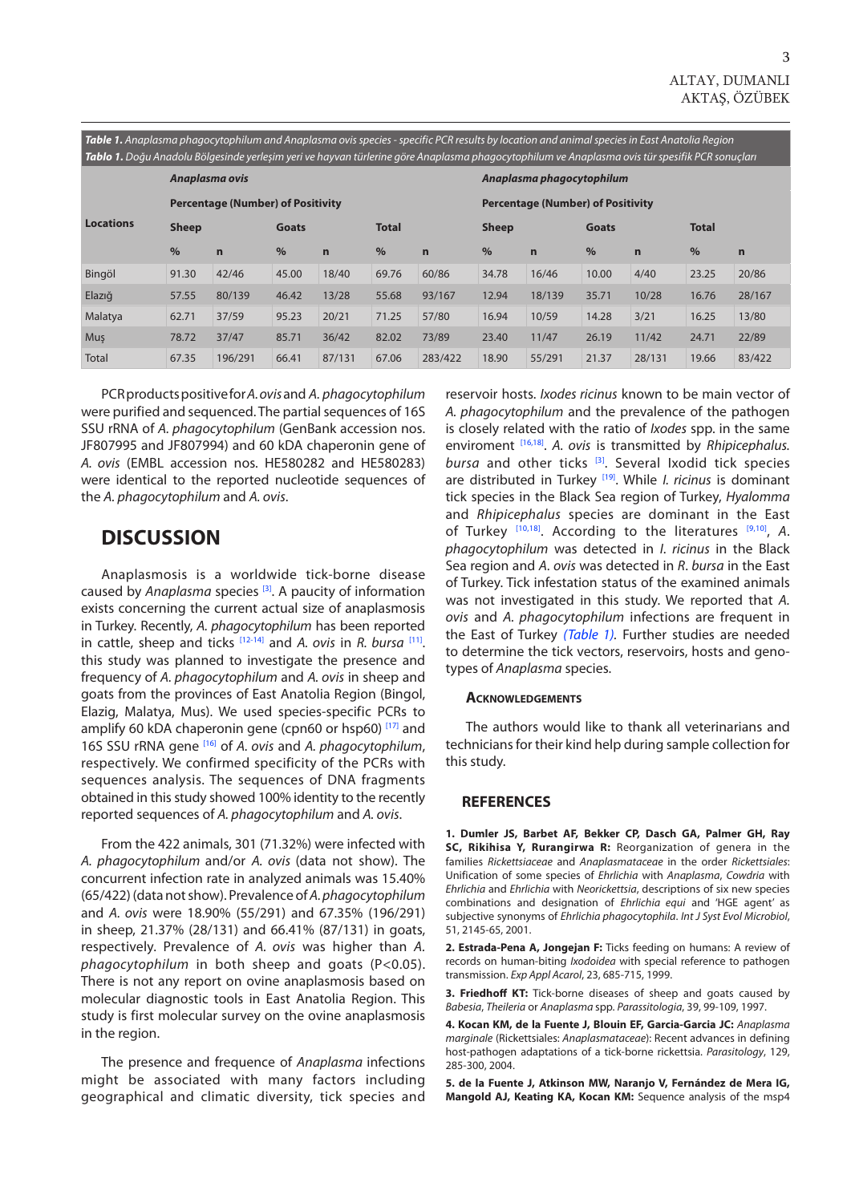***Table 1.*** *Anaplasma phagocytophilum and Anaplasma ovis species - specific PCR results by location and animal species in East Anatolia Region*
***Tablo 1.*** *Doğu Anadolu Bölgesinde yerleşim yeri ve hayvan türlerine göre Anaplasma phagocytophilum ve Anaplasma ovis tür spesifik PCR sonuçları*

| Locations | *Anaplasma ovis* | | | | | | *Anaplasma phagocytophilum* | | | | | |
|---|---|---|---|---|---|---|---|---|---|---|---|---|
| | Percentage (Number) of Positivity | | | | | | Percentage (Number) of Positivity | | | | | |
| | Sheep | | Goats | | Total | | Sheep | | Goats | | Total | |
| | % | n | % | n | % | n | % | n | % | n | % | n |
| Bingöl | 91.30 | 42/46 | 45.00 | 18/40 | 69.76 | 60/86 | 34.78 | 16/46 | 10.00 | 4/40 | 23.25 | 20/86 |
| Elazığ | 57.55 | 80/139 | 46.42 | 13/28 | 55.68 | 93/167 | 12.94 | 18/139 | 35.71 | 10/28 | 16.76 | 28/167 |
| Malatya | 62.71 | 37/59 | 95.23 | 20/21 | 71.25 | 57/80 | 16.94 | 10/59 | 14.28 | 3/21 | 16.25 | 13/80 |
| Muş | 78.72 | 37/47 | 85.71 | 36/42 | 82.02 | 73/89 | 23.40 | 11/47 | 26.19 | 11/42 | 24.71 | 22/89 |
| Total | 67.35 | 196/291 | 66.41 | 87/131 | 67.06 | 283/422 | 18.90 | 55/291 | 21.37 | 28/131 | 19.66 | 83/422 |

PCR products positive for *A. ovis* and *A. phagocytophilum* were purified and sequenced. The partial sequences of 16S SSU rRNA of *A. phagocytophilum* (GenBank accession nos. JF807995 and JF807994) and 60 kDA chaperonin gene of *A. ovis* (EMBL accession nos. HE580282 and HE580283) were identical to the reported nucleotide sequences of the *A. phagocytophilum* and *A. ovis*.

# DISCUSSION

Anaplasmosis is a worldwide tick-borne disease caused by *Anaplasma* species [3]. A paucity of information exists concerning the current actual size of anaplasmosis in Turkey. Recently, *A. phagocytophilum* has been reported in cattle, sheep and ticks [12-14] and *A. ovis* in *R. bursa* [11]. this study was planned to investigate the presence and frequency of *A. phagocytophilum* and *A. ovis* in sheep and goats from the provinces of East Anatolia Region (Bingol, Elazig, Malatya, Mus). We used species-specific PCRs to amplify 60 kDA chaperonin gene (cpn60 or hsp60) [17] and 16S SSU rRNA gene [16] of *A. ovis* and *A. phagocytophilum*, respectively. We confirmed specificity of the PCRs with sequences analysis. The sequences of DNA fragments obtained in this study showed 100% identity to the recently reported sequences of *A. phagocytophilum* and *A. ovis*.

From the 422 animals, 301 (71.32%) were infected with *A. phagocytophilum* and/or *A. ovis* (data not show). The concurrent infection rate in analyzed animals was 15.40% (65/422) (data not show). Prevalence of *A. phagocytophilum* and *A. ovis* were 18.90% (55/291) and 67.35% (196/291) in sheep, 21.37% (28/131) and 66.41% (87/131) in goats, respectively. Prevalence of *A. ovis* was higher than *A. phagocytophilum* in both sheep and goats ($P<0.05$). There is not any report on ovine anaplasmosis based on molecular diagnostic tools in East Anatolia Region. This study is first molecular survey on the ovine anaplasmosis in the region.

The presence and frequence of *Anaplasma* infections might be associated with many factors including geographical and climatic diversity, tick species and reservoir hosts. *Ixodes ricinus* known to be main vector of *A. phagocytophilum* and the prevalence of the pathogen is closely related with the ratio of *Ixodes* spp. in the same enviroment [16,18]. *A. ovis* is transmitted by *Rhipicephalus. bursa* and other ticks [3]. Several Ixodid tick species are distributed in Turkey [19]. While *I. ricinus* is dominant tick species in the Black Sea region of Turkey, *Hyalomma* and *Rhipicephalus* species are dominant in the East of Turkey [10,18]. According to the literatures [9,10], *A. phagocytophilum* was detected in *I. ricinus* in the Black Sea region and *A. ovis* was detected in *R. bursa* in the East of Turkey. Tick infestation status of the examined animals was not investigated in this study. We reported that *A. ovis* and *A. phagocytophilum* infections are frequent in the East of Turkey *(Table 1)*. Further studies are needed to determine the tick vectors, reservoirs, hosts and genotypes of *Anaplasma* species.

### Acknowledgements

The authors would like to thank all veterinarians and technicians for their kind help during sample collection for this study.

## REFERENCES

**1. Dumler JS, Barbet AF, Bekker CP, Dasch GA, Palmer GH, Ray SC, Rikihisa Y, Rurangirwa R:** Reorganization of genera in the families *Rickettsiaceae* and *Anaplasmataceae* in the order *Rickettsiales*: Unification of some species of *Ehrlichia* with *Anaplasma*, *Cowdria* with *Ehrlichia* and *Ehrlichia* with *Neorickettsia*, descriptions of six new species combinations and designation of *Ehrlichia equi* and 'HGE agent' as subjective synonyms of *Ehrlichia phagocytophila*. *Int J Syst Evol Microbiol*, 51, 2145-65, 2001.

**2. Estrada-Pena A, Jongejan F:** Ticks feeding on humans: A review of records on human-biting *Ixodoidea* with special reference to pathogen transmission. *Exp Appl Acarol*, 23, 685-715, 1999.

**3. Friedhoff KT:** Tick-borne diseases of sheep and goats caused by *Babesia*, *Theileria* or *Anaplasma* spp. *Parassitologia*, 39, 99-109, 1997.

**4. Kocan KM, de la Fuente J, Blouin EF, Garcia-Garcia JC:** *Anaplasma marginale* (Rickettsiales: *Anaplasmataceae*): Recent advances in defining host-pathogen adaptations of a tick-borne rickettsia. *Parasitology*, 129, 285-300, 2004.

**5. de la Fuente J, Atkinson MW, Naranjo V, Fernández de Mera IG, Mangold AJ, Keating KA, Kocan KM:** Sequence analysis of the msp4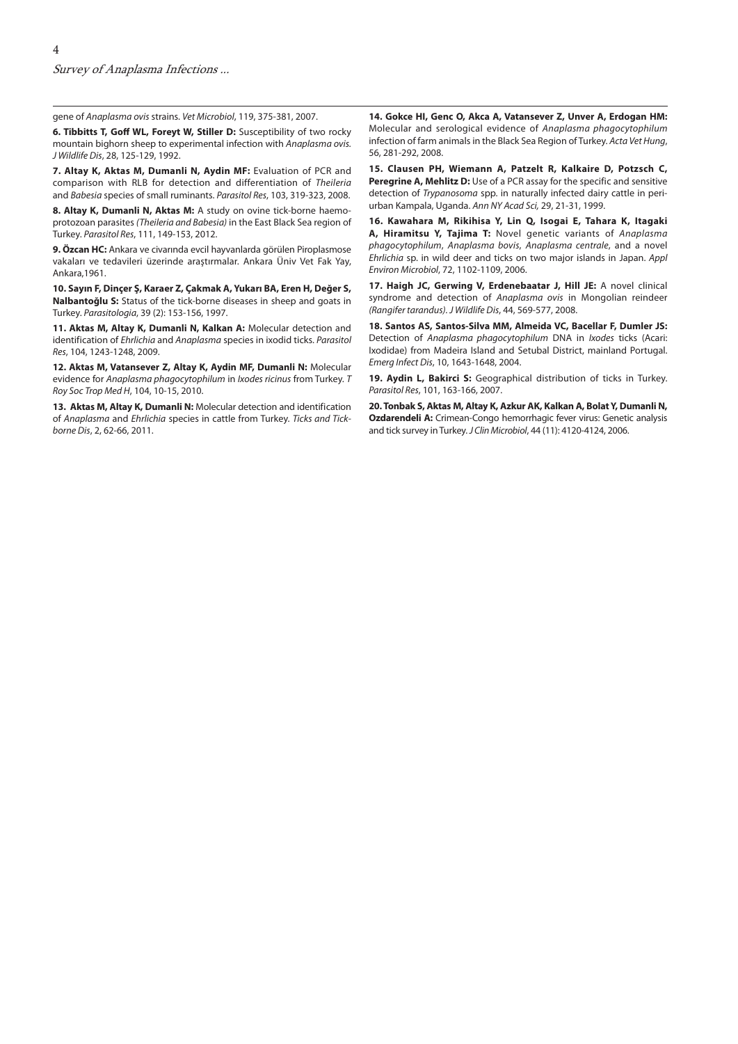gene of *Anaplasma ovis* strains. *Vet Microbiol*, 119, 375-381, 2007.

**6. Tibbitts T, Goff WL, Foreyt W, Stiller D:** Susceptibility of two rocky mountain bighorn sheep to experimental infection with *Anaplasma ovis. J Wildlife Dis*, 28, 125-129, 1992.

**7. Altay K, Aktas M, Dumanli N, Aydin MF:** Evaluation of PCR and comparison with RLB for detection and differentiation of *Theileria* and *Babesia* species of small ruminants. *Parasitol Res*, 103, 319-323, 2008.

**8. Altay K, Dumanli N, Aktas M:** A study on ovine tick-borne haemoprotozoan parasites *(Theileria and Babesia)* in the East Black Sea region of Turkey. *Parasitol Res*, 111, 149-153, 2012.

**9. Özcan HC:** Ankara ve civarında evcil hayvanlarda görülen Piroplasmose vakaları ve tedavileri üzerinde araştırmalar. Ankara Üniv Vet Fak Yay, Ankara,1961.

**10. Sayın F, Dinçer Ş, Karaer Z, Çakmak A, Yukarı BA, Eren H, Değer S, Nalbantoğlu S:** Status of the tick-borne diseases in sheep and goats in Turkey. *Parasitologia*, 39 (2): 153-156, 1997.

**11. Aktas M, Altay K, Dumanli N, Kalkan A:** Molecular detection and identification of *Ehrlichia* and *Anaplasma* species in ixodid ticks. *Parasitol Res*, 104, 1243-1248, 2009.

**12. Aktas M, Vatansever Z, Altay K, Aydin MF, Dumanli N:** Molecular evidence for *Anaplasma phagocytophilum* in *Ixodes ricinus* from Turkey. *T Roy Soc Trop Med H*, 104, 10-15, 2010.

**13. Aktas M, Altay K, Dumanli N:** Molecular detection and identification of *Anaplasma* and *Ehrlichia* species in cattle from Turkey. *Ticks and Tick-borne Dis*, 2, 62-66, 2011.

**14. Gokce HI, Genc O, Akca A, Vatansever Z, Unver A, Erdogan HM:** Molecular and serological evidence of *Anaplasma phagocytophilum* infection of farm animals in the Black Sea Region of Turkey. *Acta Vet Hung*, 56, 281-292, 2008.

**15. Clausen PH, Wiemann A, Patzelt R, Kalkaire D, Potzsch C, Peregrine A, Mehlitz D:** Use of a PCR assay for the specific and sensitive detection of *Trypanosoma* spp. in naturally infected dairy cattle in peri-urban Kampala, Uganda. *Ann NY Acad Sci*, 29, 21-31, 1999.

**16. Kawahara M, Rikihisa Y, Lin Q, Isogai E, Tahara K, Itagaki A, Hiramitsu Y, Tajima T:** Novel genetic variants of *Anaplasma phagocytophilum*, *Anaplasma bovis*, *Anaplasma centrale*, and a novel *Ehrlichia* sp. in wild deer and ticks on two major islands in Japan. *Appl Environ Microbiol*, 72, 1102-1109, 2006.

**17. Haigh JC, Gerwing V, Erdenebaatar J, Hill JE:** A novel clinical syndrome and detection of *Anaplasma ovis* in Mongolian reindeer *(Rangifer tarandus)*. *J Wildlife Dis*, 44, 569-577, 2008.

**18. Santos AS, Santos-Silva MM, Almeida VC, Bacellar F, Dumler JS:** Detection of *Anaplasma phagocytophilum* DNA in *Ixodes* ticks (Acari: Ixodidae) from Madeira Island and Setubal District, mainland Portugal. *Emerg Infect Dis*, 10, 1643-1648, 2004.

**19. Aydin L, Bakirci S:** Geographical distribution of ticks in Turkey. *Parasitol Res*, 101, 163-166, 2007.

**20. Tonbak S, Aktas M, Altay K, Azkur AK, Kalkan A, Bolat Y, Dumanli N, Ozdarendeli A:** Crimean-Congo hemorrhagic fever virus: Genetic analysis and tick survey in Turkey. *J Clin Microbiol*, 44 (11): 4120-4124, 2006.